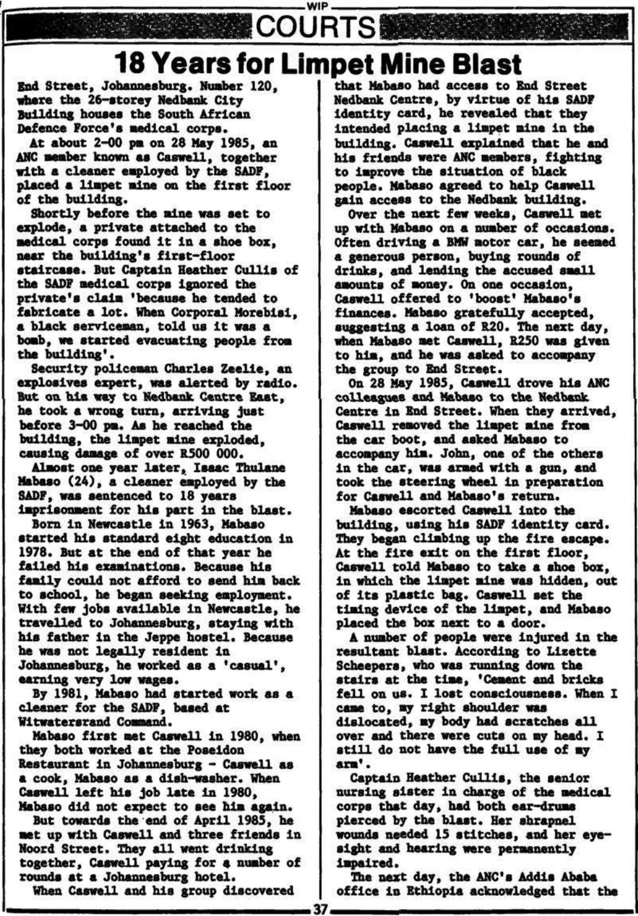## COURTS

# 18 Years for Limpet Mine Blast

End Street, Johannesburg. Number 120, where the 26-storey Nedbank City Building houses the South African Defence Force's medical corps.

At about 2-00 pm on 28 May 1985, an ANC member known as Caswell, together with a cleaner employed by the SADF, placed a limpet mine on the first floor of the building.

Shortly before the mine was set to explode, a private attached to the medical corps found it in a shoe box, near the building's first-floor staircase. But Captain Heather Cullis of the SADF medical corps ignored the private's claim 'because he tended to fabricate a lot. When Corporal Morebisi, a black serviceman, told us it was a bomb, we started evacuating people from the building'.

Security policeman Charles Zeelie, an explosives expert, was alerted by radio. But on his way to Nedbank Centre East, he took a wrong turn, arriving just before 3-00 pm. As he reached the building, the limpet mine exploded, causing damage of over R500 000.

Almost one year later, Isaac Thulane Mabaso (24), a cleaner employed by the SADF, was sentenced to 18 years imprisonment for his part in the blast.

Born in Newcastle in 1963, Mabaso started his standard eight education in 1978. But at the end of that year he failed his examinations. Because his family could not afford to send him back to school, he began seeking employment. With few jobs available in Newcastle, he travelled to Johannesburg, staying with his father in the Jeppe hostel. Because he was not legally resident in Johannesburg, he worked as a 'casual', earning very low wages.

By 1981, Mabaso had started work as a cleaner for the SADF, based at Witwatersrand Command.

Mabaso first met Caswell in 1980, when they both worked at the Poseidon Restaurant in Johannesburg - Caswell as a cook, Mabaso as a dish-washer. When Caswell left his job late in 1980, Mabaso did not expect to see him again.

But towards the end of April 1985, he met up with Caswell and three friends in Noord Street. They all went drinking together, Caswell paying for a number of rounds at a Johannesburg hotel.

When Caswell and his group discovered that Mabaso had access to End Street Nedbank Centre, by virtue of his SADF identity card, he revealed that they intended placing a limpet mine in the building. Caswell explained that he and his friends were ANC members, fighting to improve the situation of black people. Mabaso agreed to help Caswell gain access to the Nedbank building.

Over the next few weeks, Caswell met up with Mabaso on a number of occasions. Often driving a BMW motor car, he seemed a generous person, buying rounds of drinks, and lending the accused small amounts of money. On one occasion, Caswell offered to 'boost' Mabaso's finances. Mabaso gratefully accepted, suggesting a loan of R20. The next day, when Mabaso met Caswell, R250 was given to him, and he was asked to accompany the group to End Street.

On 28 May 1985, Caswell drove his ANC colleagues and Mabaso to the Nedbank Centre in End Street. When they arrived, Caswell removed the limpet mine from the car boot, and asked Mabaso to accompany him. John, one of the others in the car, was armed with a gun, and took the steering wheel in preparation for Caswell and Mabaso's return.

Mabaso escorted Caswell into the building, using his SADF identity card. They began climbing up the fire escape. At the fire exit on the first floor, Caswell told Mabaso to take a shoe box, in which the limpet mine was hidden, out of its plastic bag. Caswell set the timing device of the limpet, and Mabaso placed the box next to a door.

A number of people were injured in the resultant blast. According to Lizette Scheepers, who was running down the stairs at the time, 'Cement and bricks fell on us. I lost consciousness. When I came to, my right shoulder was dislocated, my body had scratches all over and there were cuts on my head. I still do not have the full use of my arm'.

Captain Heather Cullis, the senior nursing sister in charge of the medical corps that day, had both ear-drums pierced by the blast. Her shrapnel wounds needed 15 stitches, and her eye-sight and hearing were permanently impaired.

The next day, the ANC's Addis Ababa office in Ethiopia acknowledged that the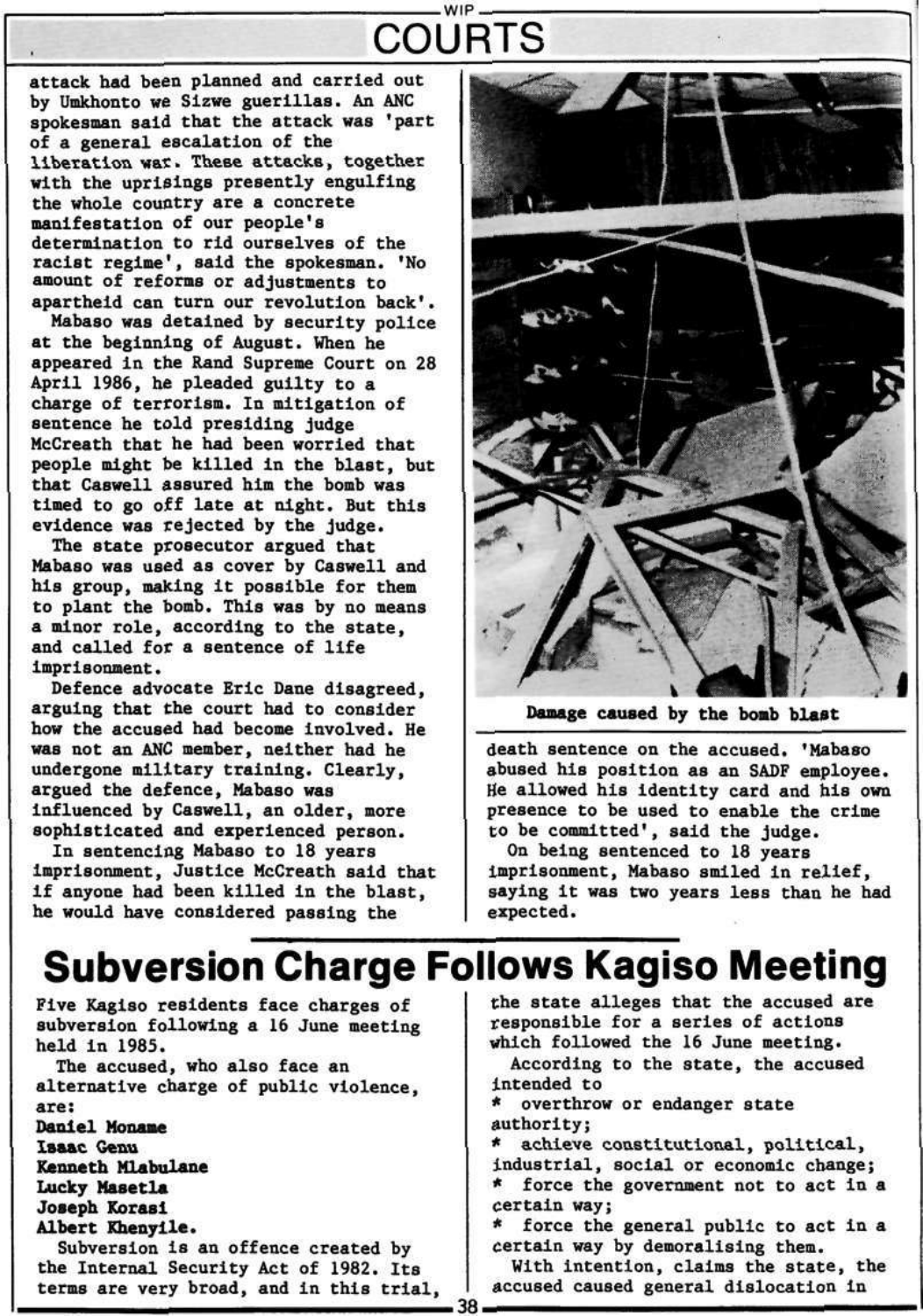attack had been planned and carried out by Umkhonto we Sizwe guerillas. An ANC spokesman said that the attack was 'part of a general escalation of the liberation war. These attacks, together with the uprisings presently engulfing the whole country are a concrete manifestation of our people's determination to rid ourselves of the racist regime', said the spokesman. 'No amount of reforms or adjustments to apartheid can turn our revolution back'.

Mabaso was detained by security police at the beginning of August. When he appeared in the Rand Supreme Court on 28 April 1986, he pleaded guilty to a charge of terrorism. In mitigation of sentence he told presiding judge McCreath that he had been worried that people might be killed in the blast, but that Caswell assured him the bomb was timed to go off late at night. But this evidence was rejected by the judge.

The state prosecutor argued that Mabaso was used as cover by Caswell and his group, making it possible for them to plant the bomb. This was by no means a minor role, according to the state, and called for a sentence of life imprisonment.

Defence advocate Eric Dane disagreed, arguing that the court had to consider how the accused had become involved. He was not an ANC member, neither had he undergone military training. Clearly, argued the defence, Mabaso was influenced by Caswell, an older, more sophisticated and experienced person.

In sentencing Mabaso to 18 years imprisonment, Justice McCreath said that if anyone had been killed in the blast, he would have considered passing the death sentence on the accused. 'Mabaso abused his position as an SADF employee. He allowed his identity card and his own presence to be used to enable the crime to be committed', said the judge.

On being sentenced to 18 years imprisonment, Mabaso smiled in relief, saying it was two years less than he had expected.

**Damage caused by the bomb blast**

# Subversion Charge Follows Kagiso Meeting

Five Kagiso residents face charges of subversion following a 16 June meeting held in 1985.

The accused, who also face an alternative charge of public violence, are:

**Daniel Moname**
**Isaac Genu**
**Kenneth Mlabulane**
**Lucky Masetla**
**Joseph Korasi**
**Albert Khenyile.**

Subversion is an offence created by the Internal Security Act of 1982. Its terms are very broad, and in this trial, the state alleges that the accused are responsible for a series of actions which followed the 16 June meeting.

According to the state, the accused intended to

* overthrow or endanger state authority;
* achieve constitutional, political, industrial, social or economic change;
* force the government not to act in a certain way;
* force the general public to act in a certain way by demoralising them.

With intention, claims the state, the accused caused general dislocation in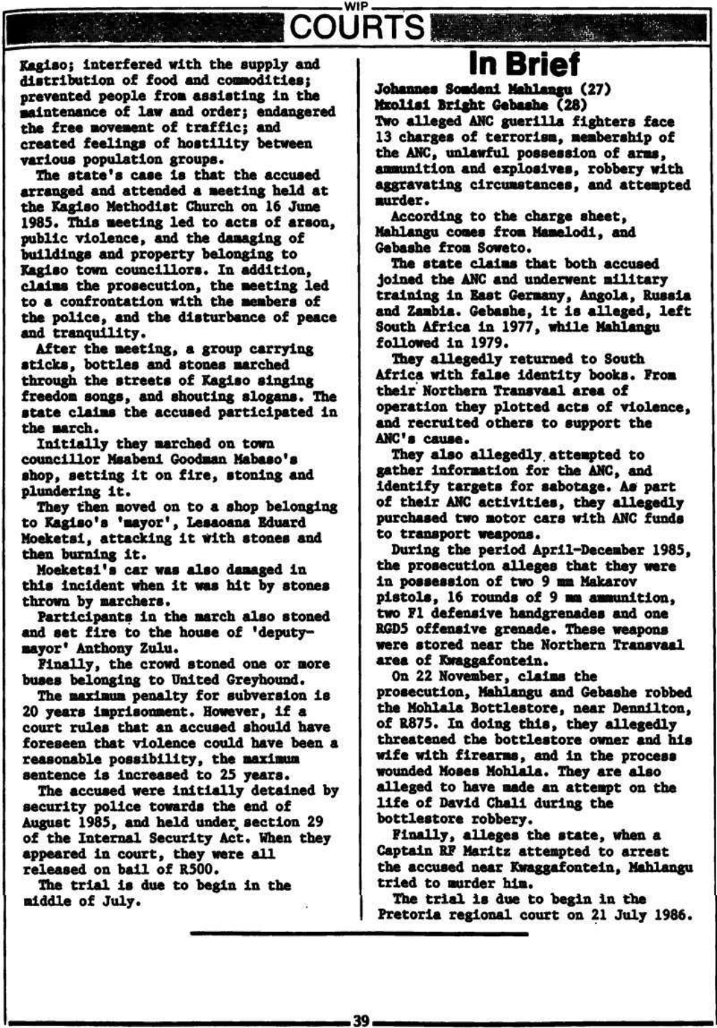Kagiso; interfered with the supply and distribution of food and commodities; prevented people from assisting in the maintenance of law and order; endangered the free movement of traffic; and created feelings of hostility between various population groups.

The state's case is that the accused arranged and attended a meeting held at the Kagiso Methodist Church on 16 June 1985. This meeting led to acts of arson, public violence, and the damaging of buildings and property belonging to Kagiso town councillors. In addition, claims the prosecution, the meeting led to a confrontation with the members of the police, and the disturbance of peace and tranquility.

After the meeting, a group carrying sticks, bottles and stones marched through the streets of Kagiso singing freedom songs, and shouting slogans. The state claims the accused participated in the march.

Initially they marched on town councillor Msabeni Goodman Mabaso's shop, setting it on fire, stoning and plundering it.

They then moved on to a shop belonging to Kagiso's 'mayor', Lesaoana Eduard Moeketsi, attacking it with stones and then burning it.

Moeketsi's car was also damaged in this incident when it was hit by stones thrown by marchers.

Participants in the march also stoned and set fire to the house of 'deputy-mayor' Anthony Zulu.

Finally, the crowd stoned one or more buses belonging to United Greyhound.

The maximum penalty for subversion is 20 years imprisonment. However, if a court rules that an accused should have foreseen that violence could have been a reasonable possibility, the maximum sentence is increased to 25 years.

The accused were initially detained by security police towards the end of August 1985, and held under section 29 of the Internal Security Act. When they appeared in court, they were all released on bail of R500.

The trial is due to begin in the middle of July.

# In Brief

**Johannes Somdeni Mahlangu (27)**
**Mzolisi Bright Gebashe (28)**

Two alleged ANC guerilla fighters face 13 charges of terrorism, membership of the ANC, unlawful possession of arms, ammunition and explosives, robbery with aggravating circumstances, and attempted murder.

According to the charge sheet, Mahlangu comes from Mamelodi, and Gebashe from Soweto.

The state claims that both accused joined the ANC and underwent military training in East Germany, Angola, Russia and Zambia. Gebashe, it is alleged, left South Africa in 1977, while Mahlangu followed in 1979.

They allegedly returned to South Africa with false identity books. From their Northern Transvaal area of operation they plotted acts of violence, and recruited others to support the ANC's cause.

They also allegedly attempted to gather information for the ANC, and identify targets for sabotage. As part of their ANC activities, they allegedly purchased two motor cars with ANC funds to transport weapons.

During the period April-December 1985, the prosecution alleges that they were in possession of two 9 mm Makarov pistols, 16 rounds of 9 mm ammunition, two F1 defensive handgrenades and one RGD5 offensive grenade. These weapons were stored near the Northern Transvaal area of Kwaggafontein.

On 22 November, claims the prosecution, Mahlangu and Gebashe robbed the Mohlala Bottlestore, near Dennilton, of R875. In doing this, they allegedly threatened the bottlestore owner and his wife with firearms, and in the process wounded Moses Mohlala. They are also alleged to have made an attempt on the life of David Chali during the bottlestore robbery.

Finally, alleges the state, when a Captain RF Maritz attempted to arrest the accused near Kwaggafontein, Mahlangu tried to murder him.

The trial is due to begin in the Pretoria regional court on 21 July 1986.